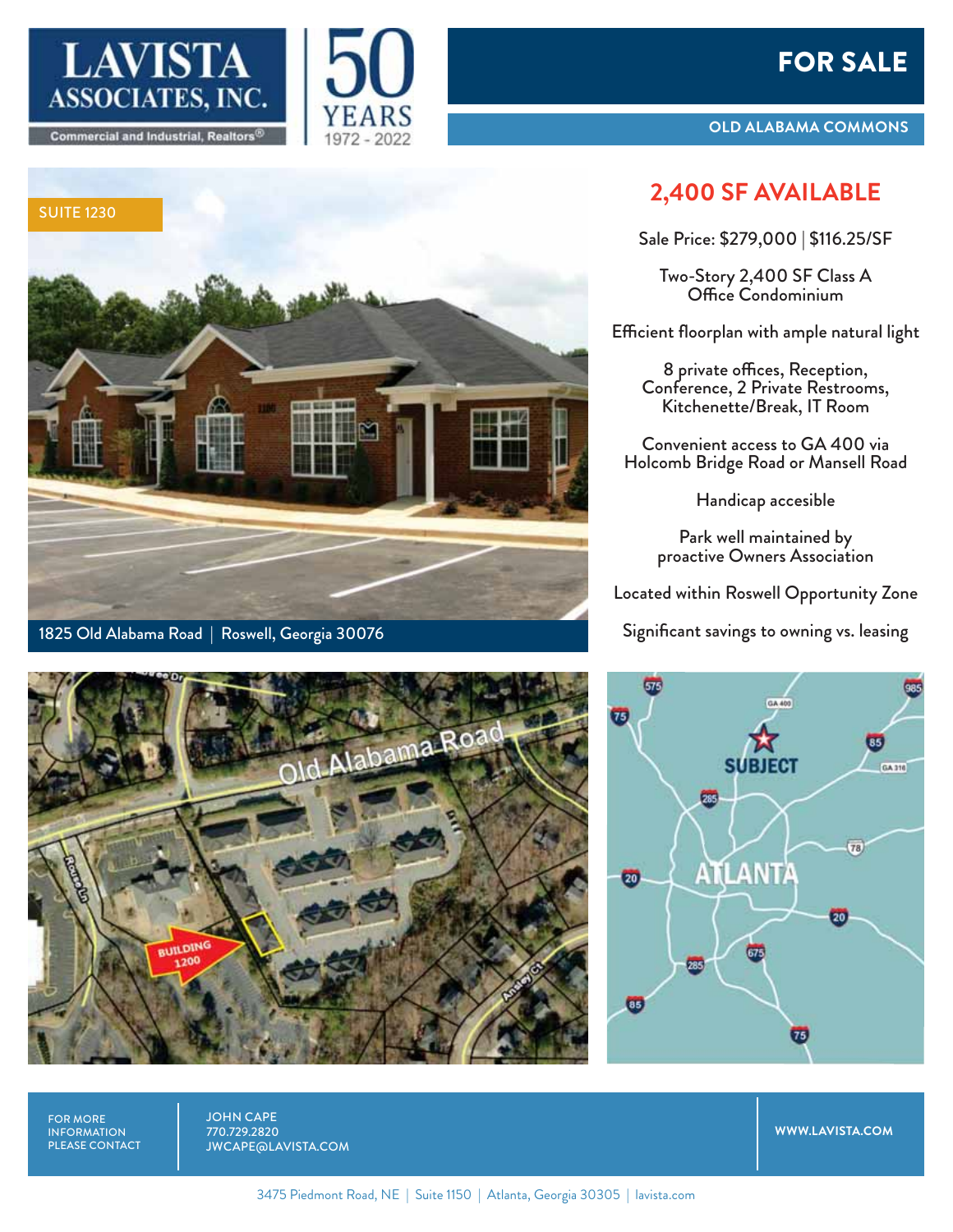LAVISTA ASSOCIATES, INC.

Commercial and Industrial, Realtors®

50 YEARS 1972 - 2022

# FOR SALE

**OLD ALABAMA COMMONS**

SUITE 1230

1825 Old Alabama Road | Roswell, Georgia 30076

## 2,400 SF AVAILABLE

Sale Price: $279,000 | $116.25/SF

Two-Story 2,400 SF Class A Office Condominium

Efficient floorplan with ample natural light

8 private offices, Reception, Conference, 2 Private Restrooms, Kitchenette/Break, IT Room

Convenient access to GA 400 via Holcomb Bridge Road or Mansell Road

Handicap accesible

Park well maintained by proactive Owners Association

Located within Roswell Opportunity Zone

Significant savings to owning vs. leasing

FOR MORE INFORMATION PLEASE CONTACT

JOHN CAPE
770.729.2820
JWCAPE@LAVISTA.COM

WWW.LAVISTA.COM

3475 Piedmont Road, NE | Suite 1150 | Atlanta, Georgia 30305 | lavista.com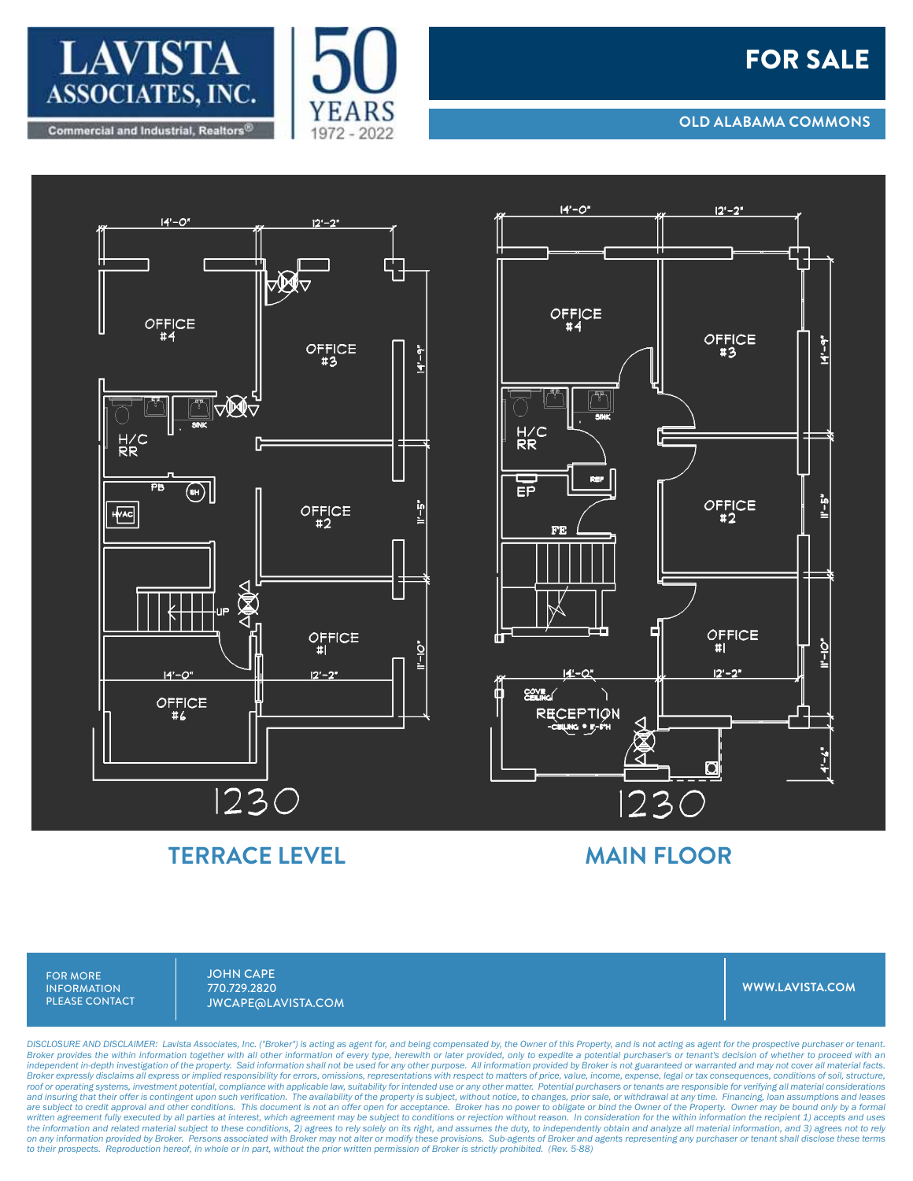LAVISTA ASSOCIATES, INC.
Commercial and Industrial, Realtors®

50 YEARS 1972 - 2022

# FOR SALE

**OLD ALABAMA COMMONS**

14'-0"
12'-2"
OFFICE #4
OFFICE #3
14'-9"
H/C RR
SINK
PB
WH
HVAC
OFFICE #2
11'-5"
UP
OFFICE #1
11'-10"
14'-0"
12'-2"
OFFICE #6
1230

14'-0"
12'-2"
OFFICE #4
OFFICE #3
14'-9"
H/C RR
SINK
REF
EP
FE
OFFICE #2
11'-5"
OFFICE #1
11'-10"
14'-0"
12'-2"
COVE CEILING
RECEPTION
-CEILING @ 8'-6"H
4'-4"
1230

## TERRACE LEVEL

## MAIN FLOOR

FOR MORE INFORMATION PLEASE CONTACT

JOHN CAPE
770.729.2820
JWCAPE@LAVISTA.COM

WWW.LAVISTA.COM

*DISCLOSURE AND DISCLAIMER: Lavista Associates, Inc. ("Broker") is acting as agent for, and being compensated by, the Owner of this Property, and is not acting as agent for the prospective purchaser or tenant. Broker provides the within information together with all other information of every type, herewith or later provided, only to expedite a potential purchaser's or tenant's decision of whether to proceed with an independent in-depth investigation of the property. Said information shall not be used for any other purpose. All information provided by Broker is not guaranteed or warranted and may not cover all material facts. Broker expressly disclaims all express or implied responsibility for errors, omissions, representations with respect to matters of price, value, income, expense, legal or tax consequences, conditions of soil, structure, roof or operating systems, investment potential, compliance with applicable law, suitability for intended use or any other matter. Potential purchasers or tenants are responsible for verifying all material considerations and insuring that their offer is contingent upon such verification. The availability of the property is subject, without notice, to changes, prior sale, or withdrawal at any time. Financing, loan assumptions and leases are subject to credit approval and other conditions. This document is not an offer open for acceptance. Broker has no power to obligate or bind the Owner of the Property. Owner may be bound only by a formal written agreement fully executed by all parties at interest, which agreement may be subject to conditions or rejection without reason. In consideration for the within information the recipient 1) accepts and uses the information and related material subject to these conditions, 2) agrees to rely solely on its right, and assumes the duty, to independently obtain and analyze all material information, and 3) agrees not to rely on any information provided by Broker. Persons associated with Broker may not alter or modify these provisions. Sub-agents of Broker and agents representing any purchaser or tenant shall disclose these terms to their prospects. Reproduction hereof, in whole or in part, without the prior written permission of Broker is strictly prohibited. (Rev. 5-88)*